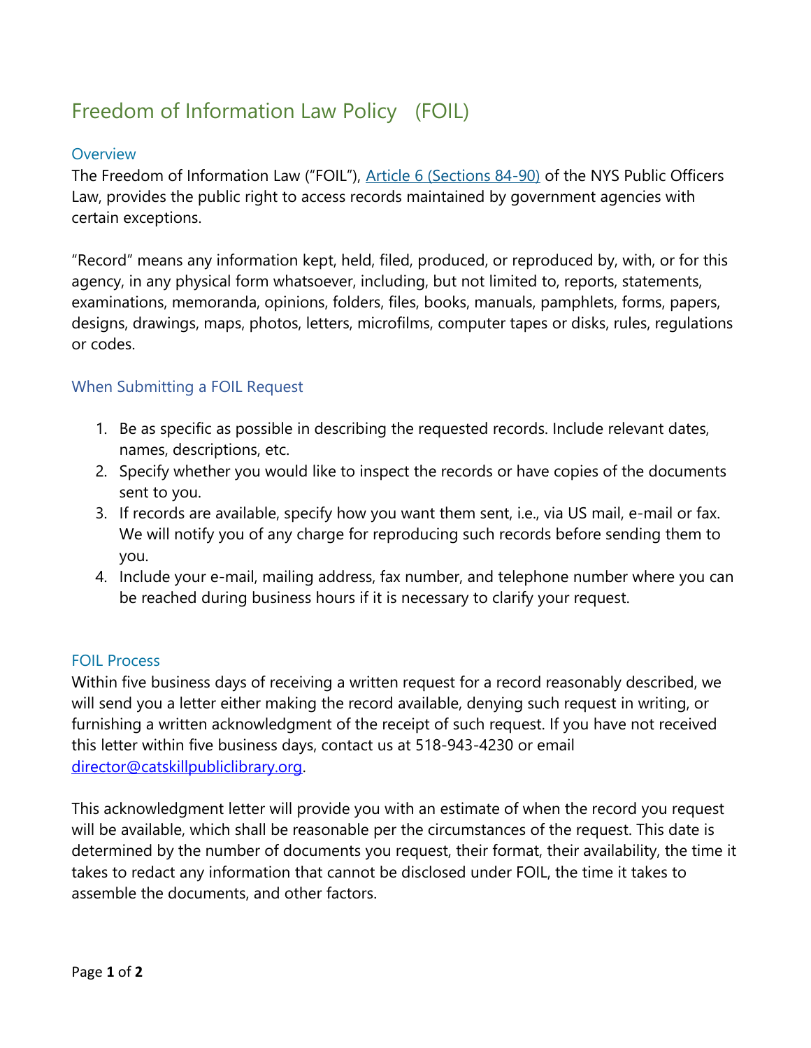# Freedom of Information Law Policy (FOIL)

## Overview

The Freedom of Information Law ("FOIL"), [Article 6 (Sections 84-90)]() of the NYS Public Officers Law, provides the public right to access records maintained by government agencies with certain exceptions.

"Record" means any information kept, held, filed, produced, or reproduced by, with, or for this agency, in any physical form whatsoever, including, but not limited to, reports, statements, examinations, memoranda, opinions, folders, files, books, manuals, pamphlets, forms, papers, designs, drawings, maps, photos, letters, microfilms, computer tapes or disks, rules, regulations or codes.

## When Submitting a FOIL Request

1. Be as specific as possible in describing the requested records. Include relevant dates, names, descriptions, etc.
2. Specify whether you would like to inspect the records or have copies of the documents sent to you.
3. If records are available, specify how you want them sent, i.e., via US mail, e-mail or fax. We will notify you of any charge for reproducing such records before sending them to you.
4. Include your e-mail, mailing address, fax number, and telephone number where you can be reached during business hours if it is necessary to clarify your request.

## FOIL Process

Within five business days of receiving a written request for a record reasonably described, we will send you a letter either making the record available, denying such request in writing, or furnishing a written acknowledgment of the receipt of such request. If you have not received this letter within five business days, contact us at 518-943-4230 or email [director@catskillpubliclibrary.org](mailto:director@catskillpubliclibrary.org).

This acknowledgment letter will provide you with an estimate of when the record you request will be available, which shall be reasonable per the circumstances of the request. This date is determined by the number of documents you request, their format, their availability, the time it takes to redact any information that cannot be disclosed under FOIL, the time it takes to assemble the documents, and other factors.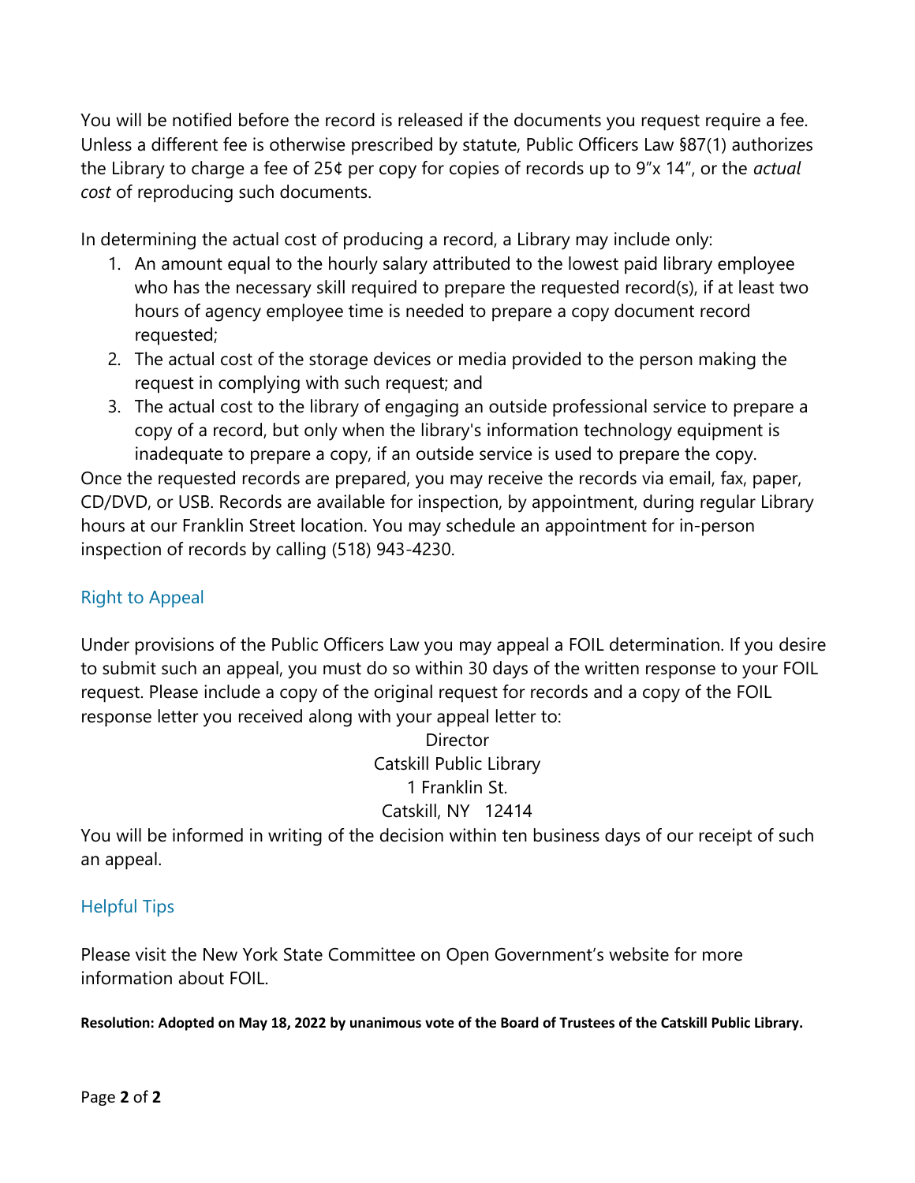You will be notified before the record is released if the documents you request require a fee. Unless a different fee is otherwise prescribed by statute, Public Officers Law §87(1) authorizes the Library to charge a fee of 25¢ per copy for copies of records up to 9"x 14", or the *actual cost* of reproducing such documents.

In determining the actual cost of producing a record, a Library may include only:

1. An amount equal to the hourly salary attributed to the lowest paid library employee who has the necessary skill required to prepare the requested record(s), if at least two hours of agency employee time is needed to prepare a copy document record requested;
2. The actual cost of the storage devices or media provided to the person making the request in complying with such request; and
3. The actual cost to the library of engaging an outside professional service to prepare a copy of a record, but only when the library's information technology equipment is inadequate to prepare a copy, if an outside service is used to prepare the copy.

Once the requested records are prepared, you may receive the records via email, fax, paper, CD/DVD, or USB. Records are available for inspection, by appointment, during regular Library hours at our Franklin Street location. You may schedule an appointment for in-person inspection of records by calling (518) 943-4230.

## Right to Appeal

Under provisions of the Public Officers Law you may appeal a FOIL determination. If you desire to submit such an appeal, you must do so within 30 days of the written response to your FOIL request. Please include a copy of the original request for records and a copy of the FOIL response letter you received along with your appeal letter to:

Director
Catskill Public Library
1 Franklin St.
Catskill, NY 12414

You will be informed in writing of the decision within ten business days of our receipt of such an appeal.

## Helpful Tips

Please visit the New York State Committee on Open Government's website for more information about FOIL.

**Resolution: Adopted on May 18, 2022 by unanimous vote of the Board of Trustees of the Catskill Public Library.**